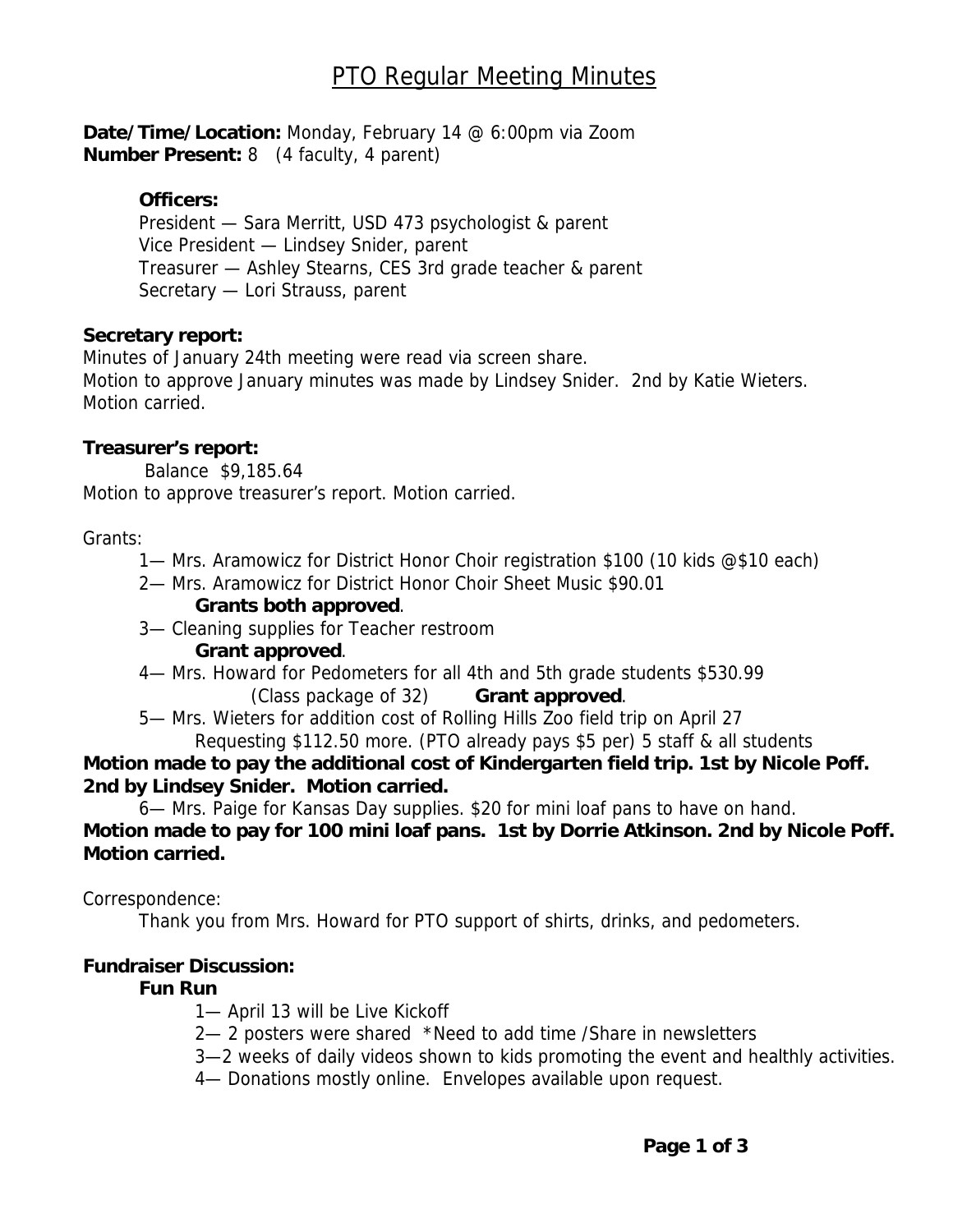# PTO Regular Meeting Minutes

**Date/Time/Location:** Monday, February 14 @ 6:00pm via Zoom
**Number Present:** 8 (4 faculty, 4 parent)

**Officers:**
President — Sara Merritt, USD 473 psychologist & parent
Vice President — Lindsey Snider, parent
Treasurer — Ashley Stearns, CES 3rd grade teacher & parent
Secretary — Lori Strauss, parent

**Secretary report:**
Minutes of January 24th meeting were read via screen share.
Motion to approve January minutes was made by Lindsey Snider. 2nd by Katie Wieters.
Motion carried.

**Treasurer's report:**
Balance $9,185.64
Motion to approve treasurer's report. Motion carried.

Grants:

1— Mrs. Aramowicz for District Honor Choir registration $100 (10 kids @$10 each)
2— Mrs. Aramowicz for District Honor Choir Sheet Music $90.01
**Grants both approved**.
3— Cleaning supplies for Teacher restroom
**Grant approved**.
4— Mrs. Howard for Pedometers for all 4th and 5th grade students $530.99
(Class package of 32) **Grant approved**.
5— Mrs. Wieters for addition cost of Rolling Hills Zoo field trip on April 27
Requesting $112.50 more. (PTO already pays $5 per) 5 staff & all students

**Motion made to pay the additional cost of Kindergarten field trip. 1st by Nicole Poff. 2nd by Lindsey Snider. Motion carried.**

6— Mrs. Paige for Kansas Day supplies. $20 for mini loaf pans to have on hand.

**Motion made to pay for 100 mini loaf pans. 1st by Dorrie Atkinson. 2nd by Nicole Poff. Motion carried.**

Correspondence:
Thank you from Mrs. Howard for PTO support of shirts, drinks, and pedometers.

**Fundraiser Discussion:**

**Fun Run**

1— April 13 will be Live Kickoff
2— 2 posters were shared *Need to add time /Share in newsletters
3—2 weeks of daily videos shown to kids promoting the event and healthly activities.
4— Donations mostly online. Envelopes available upon request.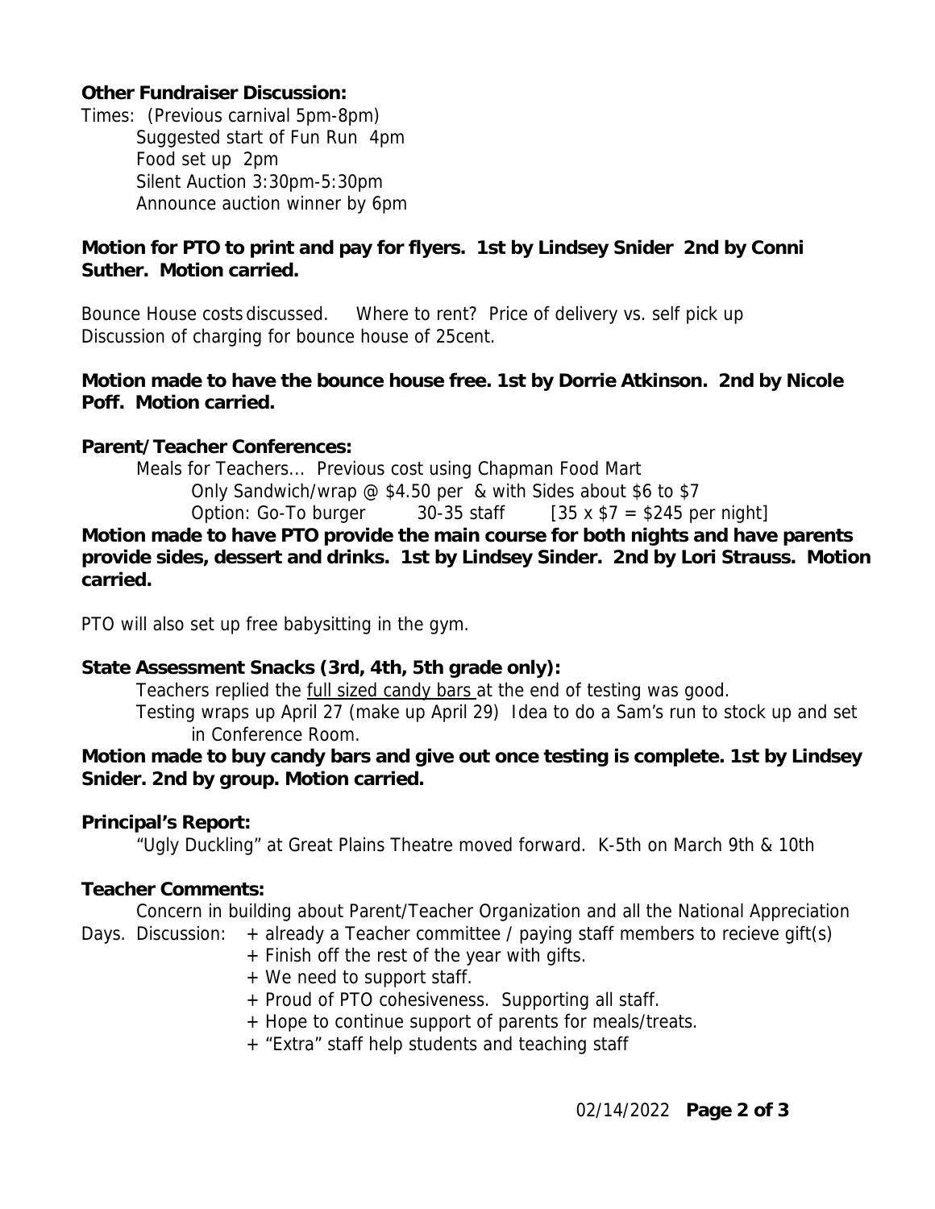**Other Fundraiser Discussion:**

Times: (Previous carnival 5pm-8pm)

Suggested start of Fun Run 4pm

Food set up 2pm

Silent Auction 3:30pm-5:30pm

Announce auction winner by 6pm

**Motion for PTO to print and pay for flyers. 1st by Lindsey Snider 2nd by Conni Suther. Motion carried.**

Bounce House costs discussed. Where to rent? Price of delivery vs. self pick up

Discussion of charging for bounce house of 25cent.

**Motion made to have the bounce house free. 1st by Dorrie Atkinson. 2nd by Nicole Poff. Motion carried.**

**Parent/Teacher Conferences:**

Meals for Teachers... Previous cost using Chapman Food Mart

Only Sandwich/wrap @ $4.50 per & with Sides about $6 to $7

Option: Go-To burger 30-35 staff [35 x $7 = $245 per night]

**Motion made to have PTO provide the main course for both nights and have parents provide sides, dessert and drinks. 1st by Lindsey Sinder. 2nd by Lori Strauss. Motion carried.**

PTO will also set up free babysitting in the gym.

**State Assessment Snacks (3rd, 4th, 5th grade only):**

Teachers replied the <u>full sized candy bars</u> at the end of testing was good.

Testing wraps up April 27 (make up April 29) Idea to do a Sam's run to stock up and set in Conference Room.

**Motion made to buy candy bars and give out once testing is complete. 1st by Lindsey Snider. 2nd by group. Motion carried.**

**Principal's Report:**

"Ugly Duckling" at Great Plains Theatre moved forward. K-5th on March 9th & 10th

**Teacher Comments:**

Concern in building about Parent/Teacher Organization and all the National Appreciation Days. Discussion:

+ already a Teacher committee / paying staff members to recieve gift(s)
+ Finish off the rest of the year with gifts.
+ We need to support staff.
+ Proud of PTO cohesiveness. Supporting all staff.
+ Hope to continue support of parents for meals/treats.
+ "Extra" staff help students and teaching staff

02/14/2022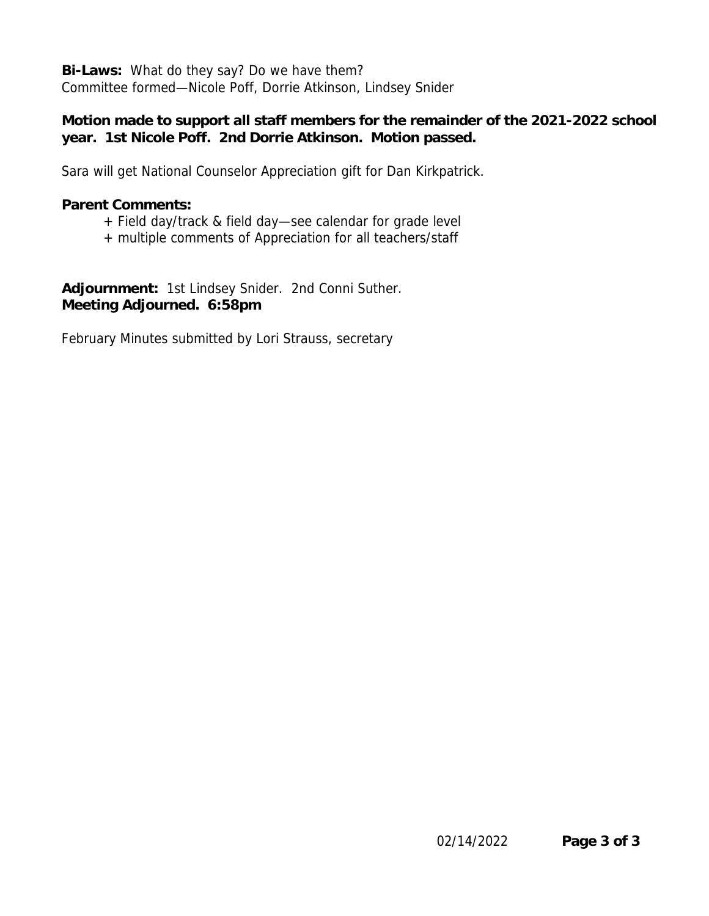**Bi-Laws:** What do they say? Do we have them?
Committee formed—Nicole Poff, Dorrie Atkinson, Lindsey Snider

**Motion made to support all staff members for the remainder of the 2021-2022 school year. 1st Nicole Poff. 2nd Dorrie Atkinson. Motion passed.**

Sara will get National Counselor Appreciation gift for Dan Kirkpatrick.

**Parent Comments:**

+ Field day/track & field day—see calendar for grade level
+ multiple comments of Appreciation for all teachers/staff

**Adjournment:** 1st Lindsey Snider. 2nd Conni Suther.
**Meeting Adjourned. 6:58pm**

February Minutes submitted by Lori Strauss, secretary

02/14/2022